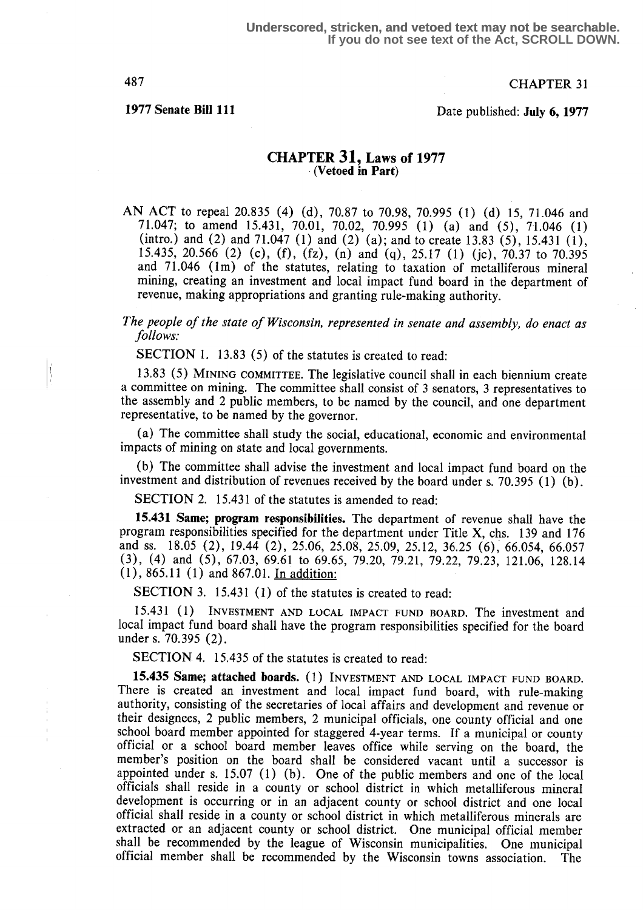Underscored, stricken, and vetoed text may not be searchable. If you do not see text of the Act, SCROLL DOWN.

**1977 Senate Bill 111**

CHAPTER 31

Date published: **July 6, 1977**

# CHAPTER 31, Laws of 1977

(Vetoed in Part)

AN ACT to repeal 20.835 (4) (d), 70.87 to 70.98, 70.995 (1) (d) 15, 71.046 and 71.047; to amend 15.431, 70.01, 70.02, 70.995 (1) (a) and (5), 71.046 (1) (intro.) and (2) and 71.047 (1) and (2) (a); and to create 13.83 (5), 15.431 (1), 15.435, 20.566 (2) (c), (f), (fz), (n) and (q), 25.17 (1) (jc), 70.37 to 70.395 and 71.046 (1m) of the statutes, relating to taxation of metalliferous mineral mining, creating an investment and local impact fund board in the department of revenue, making appropriations and granting rule-making authority.

*The people of the state of Wisconsin, represented in senate and assembly, do enact as follows:*

SECTION 1. 13.83 (5) of the statutes is created to read:

13.83 (5) MINING COMMITTEE. The legislative council shall in each biennium create a committee on mining. The committee shall consist of 3 senators, 3 representatives to the assembly and 2 public members, to be named by the council, and one department representative, to be named by the governor.

(a) The committee shall study the social, educational, economic and environmental impacts of mining on state and local governments.

(b) The committee shall advise the investment and local impact fund board on the investment and distribution of revenues received by the board under s. 70.395 (1) (b).

SECTION 2. 15.431 of the statutes is amended to read:

**15.431 Same; program responsibilities.** The department of revenue shall have the program responsibilities specified for the department under Title X, chs. 139 and 176 and ss. 18.05 (2), 19.44 (2), 25.06, 25.08, 25.09, 25.12, 36.25 (6), 66.054, 66.057 (3), (4) and (5), 67.03, 69.61 to 69.65, 79.20, 79.21, 79.22, 79.23, 121.06, 128.14 (1), 865.11 (1) and 867.01. In addition:

SECTION 3. 15.431 (1) of the statutes is created to read:

15.431 (1) INVESTMENT AND LOCAL IMPACT FUND BOARD. The investment and local impact fund board shall have the program responsibilities specified for the board under s. 70.395 (2).

SECTION 4. 15.435 of the statutes is created to read:

**15.435 Same; attached boards.** (1) INVESTMENT AND LOCAL IMPACT FUND BOARD. There is created an investment and local impact fund board, with rule-making authority, consisting of the secretaries of local affairs and development and revenue or their designees, 2 public members, 2 municipal officials, one county official and one school board member appointed for staggered 4-year terms. If a municipal or county official or a school board member leaves office while serving on the board, the member's position on the board shall be considered vacant until a successor is appointed under s. 15.07 (1) (b). One of the public members and one of the local officials shall reside in a county or school district in which metalliferous mineral development is occurring or in an adjacent county or school district and one local official shall reside in a county or school district in which metalliferous minerals are extracted or an adjacent county or school district. One municipal official member shall be recommended by the league of Wisconsin municipalities. One municipal official member shall be recommended by the Wisconsin towns association. The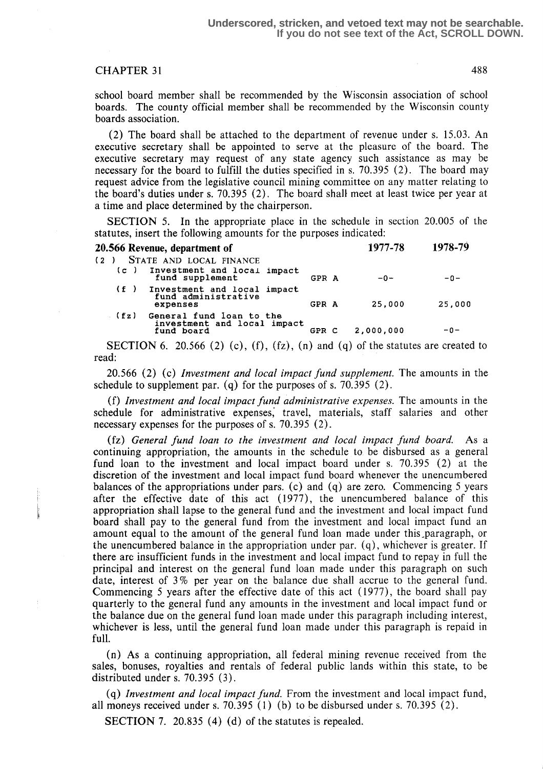school board member shall be recommended by the Wisconsin association of school boards. The county official member shall be recommended by the Wisconsin county boards association.

(2) The board shall be attached to the department of revenue under s. 15.03. An executive secretary shall be appointed to serve at the pleasure of the board. The executive secretary may request of any state agency such assistance as may be necessary for the board to fulfill the duties specified in s. 70.395 (2). The board may request advice from the legislative council mining committee on any matter relating to the board's duties under s. 70.395 (2). The board shall meet at least twice per year at a time and place determined by the chairperson.

SECTION 5. In the appropriate place in the schedule in section 20.005 of the statutes, insert the following amounts for the purposes indicated:

| **20.566 Revenue, department of** | | **1977-78** | **1978-79** |
|---|---|---|---|
| (2) STATE AND LOCAL FINANCE | | | |
| (c) Investment and local impact fund supplement | GPR A | -0- | -0- |
| (f) Investment and local impact fund administrative expenses | GPR A | 25,000 | 25,000 |
| (fz) General fund loan to the investment and local impact fund board | GPR C | 2,000,000 | -0- |

SECTION 6. 20.566 (2) (c), (f), (fz), (n) and (q) of the statutes are created to read:

20.566 (2) (c) *Investment and local impact fund supplement.* The amounts in the schedule to supplement par. (q) for the purposes of s. 70.395 (2).

(f) *Investment and local impact fund administrative expenses.* The amounts in the schedule for administrative expenses; travel, materials, staff salaries and other necessary expenses for the purposes of s. 70.395 (2).

(fz) *General fund loan to the investment and local impact fund board.* As a continuing appropriation, the amounts in the schedule to be disbursed as a general fund loan to the investment and local impact board under s. 70.395 (2) at the discretion of the investment and local impact fund board whenever the unencumbered balances of the appropriations under pars. (c) and (q) are zero. Commencing 5 years after the effective date of this act (1977), the unencumbered balance of this appropriation shall lapse to the general fund and the investment and local impact fund board shall pay to the general fund from the investment and local impact fund an amount equal to the amount of the general fund loan made under this paragraph, or the unencumbered balance in the appropriation under par. (q), whichever is greater. If there are insufficient funds in the investment and local impact fund to repay in full the principal and interest on the general fund loan made under this paragraph on such date, interest of 3% per year on the balance due shall accrue to the general fund. Commencing 5 years after the effective date of this act (1977), the board shall pay quarterly to the general fund any amounts in the investment and local impact fund or the balance due on the general fund loan made under this paragraph including interest, whichever is less, until the general fund loan made under this paragraph is repaid in full.

(n) As a continuing appropriation, all federal mining revenue received from the sales, bonuses, royalties and rentals of federal public lands within this state, to be distributed under s. 70.395 (3).

(q) *Investment and local impact fund.* From the investment and local impact fund, all moneys received under s. 70.395 (1) (b) to be disbursed under s. 70.395 (2).

SECTION 7. 20.835 (4) (d) of the statutes is repealed.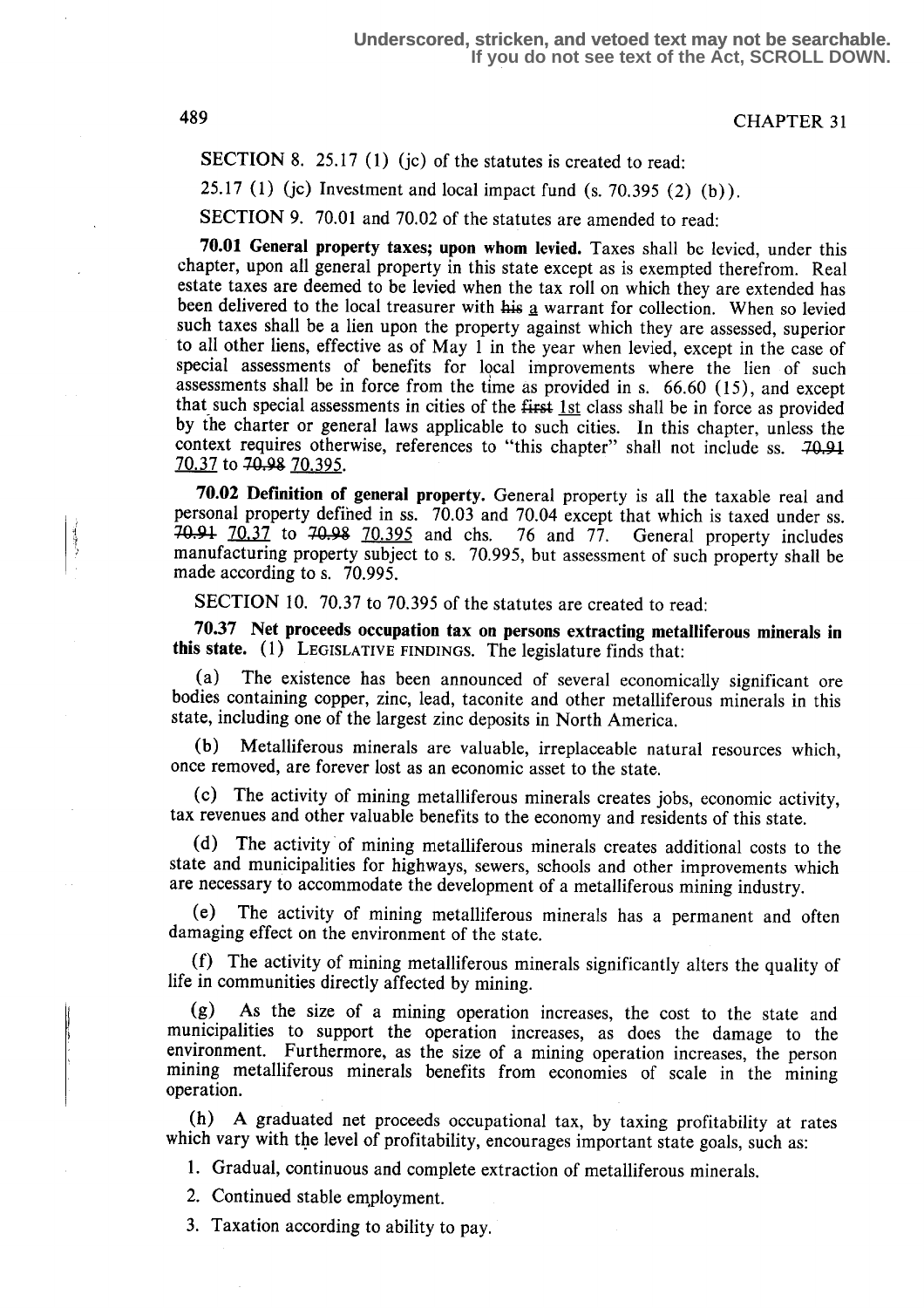SECTION 8. 25.17 (1) (jc) of the statutes is created to read:

25.17 (1) (jc) Investment and local impact fund (s. 70.395 (2) (b)).

SECTION 9. 70.01 and 70.02 of the statutes are amended to read:

**70.01 General property taxes; upon whom levied.** Taxes shall be levied, under this chapter, upon all general property in this state except as is exempted therefrom. Real estate taxes are deemed to be levied when the tax roll on which they are extended has been delivered to the local treasurer with ~~his~~ a warrant for collection. When so levied such taxes shall be a lien upon the property against which they are assessed, superior to all other liens, effective as of May 1 in the year when levied, except in the case of special assessments of benefits for local improvements where the lien of such assessments shall be in force from the time as provided in s. 66.60 (15), and except that such special assessments in cities of the ~~first~~ 1st class shall be in force as provided by the charter or general laws applicable to such cities. In this chapter, unless the context requires otherwise, references to "this chapter" shall not include ss. ~~70.91~~ 70.37 to ~~70.98~~ 70.395.

**70.02 Definition of general property.** General property is all the taxable real and personal property defined in ss. 70.03 and 70.04 except that which is taxed under ss. ~~70.91~~ 70.37 to ~~70.98~~ 70.395 and chs. 76 and 77. General property includes manufacturing property subject to s. 70.995, but assessment of such property shall be made according to s. 70.995.

SECTION 10. 70.37 to 70.395 of the statutes are created to read:

**70.37 Net proceeds occupation tax on persons extracting metalliferous minerals in this state.** (1) LEGISLATIVE FINDINGS. The legislature finds that:

(a) The existence has been announced of several economically significant ore bodies containing copper, zinc, lead, taconite and other metalliferous minerals in this state, including one of the largest zinc deposits in North America.

(b) Metalliferous minerals are valuable, irreplaceable natural resources which, once removed, are forever lost as an economic asset to the state.

(c) The activity of mining metalliferous minerals creates jobs, economic activity, tax revenues and other valuable benefits to the economy and residents of this state.

(d) The activity of mining metalliferous minerals creates additional costs to the state and municipalities for highways, sewers, schools and other improvements which are necessary to accommodate the development of a metalliferous mining industry.

(e) The activity of mining metalliferous minerals has a permanent and often damaging effect on the environment of the state.

(f) The activity of mining metalliferous minerals significantly alters the quality of life in communities directly affected by mining.

(g) As the size of a mining operation increases, the cost to the state and municipalities to support the operation increases, as does the damage to the environment. Furthermore, as the size of a mining operation increases, the person mining metalliferous minerals benefits from economies of scale in the mining operation.

(h) A graduated net proceeds occupational tax, by taxing profitability at rates which vary with the level of profitability, encourages important state goals, such as:

1. Gradual, continuous and complete extraction of metalliferous minerals.

2. Continued stable employment.

3. Taxation according to ability to pay.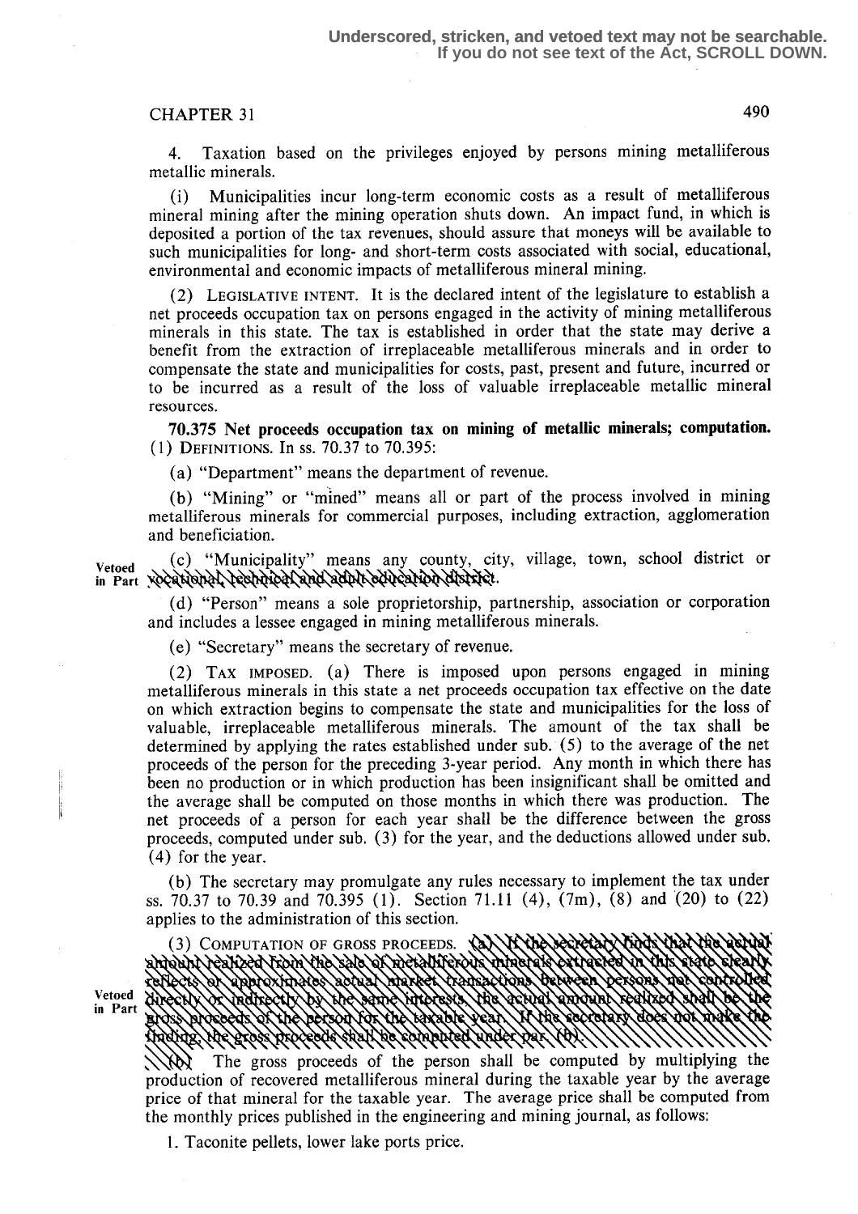4. Taxation based on the privileges enjoyed by persons mining metalliferous metallic minerals.

(i) Municipalities incur long-term economic costs as a result of metalliferous mineral mining after the mining operation shuts down. An impact fund, in which is deposited a portion of the tax revenues, should assure that moneys will be available to such municipalities for long- and short-term costs associated with social, educational, environmental and economic impacts of metalliferous mineral mining.

(2) LEGISLATIVE INTENT. It is the declared intent of the legislature to establish a net proceeds occupation tax on persons engaged in the activity of mining metalliferous minerals in this state. The tax is established in order that the state may derive a benefit from the extraction of irreplaceable metalliferous minerals and in order to compensate the state and municipalities for costs, past, present and future, incurred or to be incurred as a result of the loss of valuable irreplaceable metallic mineral resources.

**70.375 Net proceeds occupation tax on mining of metallic minerals; computation.** (1) DEFINITIONS. In ss. 70.37 to 70.395:

(a) "Department" means the department of revenue.

(b) "Mining" or "mined" means all or part of the process involved in mining metalliferous minerals for commercial purposes, including extraction, agglomeration and beneficiation.

Vetoed in Part

(c) "Municipality" means any county, city, village, town, school district or ~~vocational, technical and adult education district~~.

(d) "Person" means a sole proprietorship, partnership, association or corporation and includes a lessee engaged in mining metalliferous minerals.

(e) "Secretary" means the secretary of revenue.

(2) TAX IMPOSED. (a) There is imposed upon persons engaged in mining metalliferous minerals in this state a net proceeds occupation tax effective on the date on which extraction begins to compensate the state and municipalities for the loss of valuable, irreplaceable metalliferous minerals. The amount of the tax shall be determined by applying the rates established under sub. (5) to the average of the net proceeds of the person for the preceding 3-year period. Any month in which there has been no production or in which production has been insignificant shall be omitted and the average shall be computed on those months in which there was production. The net proceeds of a person for each year shall be the difference between the gross proceeds, computed under sub. (3) for the year, and the deductions allowed under sub. (4) for the year.

(b) The secretary may promulgate any rules necessary to implement the tax under ss. 70.37 to 70.39 and 70.395 (1). Section 71.11 (4), (7m), (8) and (20) to (22) applies to the administration of this section.

Vetoed in Part

(3) COMPUTATION OF GROSS PROCEEDS. ~~(a) If the secretary finds that the actual amount realized from the sale of metalliferous minerals extracted in this state clearly reflects or approximates actual market transactions between persons not controlled directly or indirectly by the same interests, the actual amount realized shall be the gross proceeds of the person for the taxable year. If the secretary does not make the finding, the gross proceeds shall be computed under par. (b).~~

~~(b)~~ The gross proceeds of the person shall be computed by multiplying the production of recovered metalliferous mineral during the taxable year by the average price of that mineral for the taxable year. The average price shall be computed from the monthly prices published in the engineering and mining journal, as follows:

1. Taconite pellets, lower lake ports price.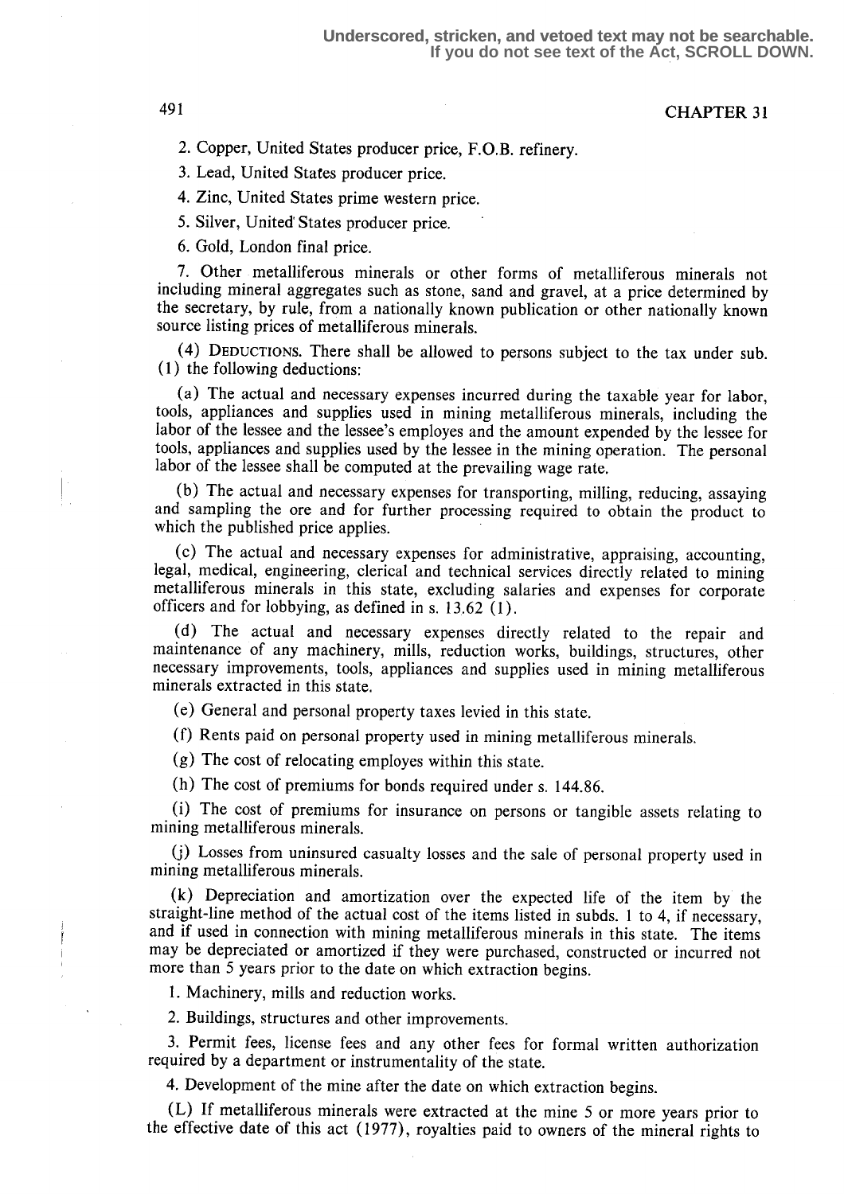2. Copper, United States producer price, F.O.B. refinery.

3. Lead, United States producer price.

4. Zinc, United States prime western price.

5. Silver, United States producer price.

6. Gold, London final price.

7. Other metalliferous minerals or other forms of metalliferous minerals not including mineral aggregates such as stone, sand and gravel, at a price determined by the secretary, by rule, from a nationally known publication or other nationally known source listing prices of metalliferous minerals.

(4) DEDUCTIONS. There shall be allowed to persons subject to the tax under sub. (1) the following deductions:

(a) The actual and necessary expenses incurred during the taxable year for labor, tools, appliances and supplies used in mining metalliferous minerals, including the labor of the lessee and the lessee's employes and the amount expended by the lessee for tools, appliances and supplies used by the lessee in the mining operation. The personal labor of the lessee shall be computed at the prevailing wage rate.

(b) The actual and necessary expenses for transporting, milling, reducing, assaying and sampling the ore and for further processing required to obtain the product to which the published price applies.

(c) The actual and necessary expenses for administrative, appraising, accounting, legal, medical, engineering, clerical and technical services directly related to mining metalliferous minerals in this state, excluding salaries and expenses for corporate officers and for lobbying, as defined in s. 13.62 (1).

(d) The actual and necessary expenses directly related to the repair and maintenance of any machinery, mills, reduction works, buildings, structures, other necessary improvements, tools, appliances and supplies used in mining metalliferous minerals extracted in this state.

(e) General and personal property taxes levied in this state.

(f) Rents paid on personal property used in mining metalliferous minerals.

(g) The cost of relocating employes within this state.

(h) The cost of premiums for bonds required under s. 144.86.

(i) The cost of premiums for insurance on persons or tangible assets relating to mining metalliferous minerals.

(j) Losses from uninsured casualty losses and the sale of personal property used in mining metalliferous minerals.

(k) Depreciation and amortization over the expected life of the item by the straight-line method of the actual cost of the items listed in subds. 1 to 4, if necessary, and if used in connection with mining metalliferous minerals in this state. The items may be depreciated or amortized if they were purchased, constructed or incurred not more than 5 years prior to the date on which extraction begins.

1. Machinery, mills and reduction works.

2. Buildings, structures and other improvements.

3. Permit fees, license fees and any other fees for formal written authorization required by a department or instrumentality of the state.

4. Development of the mine after the date on which extraction begins.

(L) If metalliferous minerals were extracted at the mine 5 or more years prior to the effective date of this act (1977), royalties paid to owners of the mineral rights to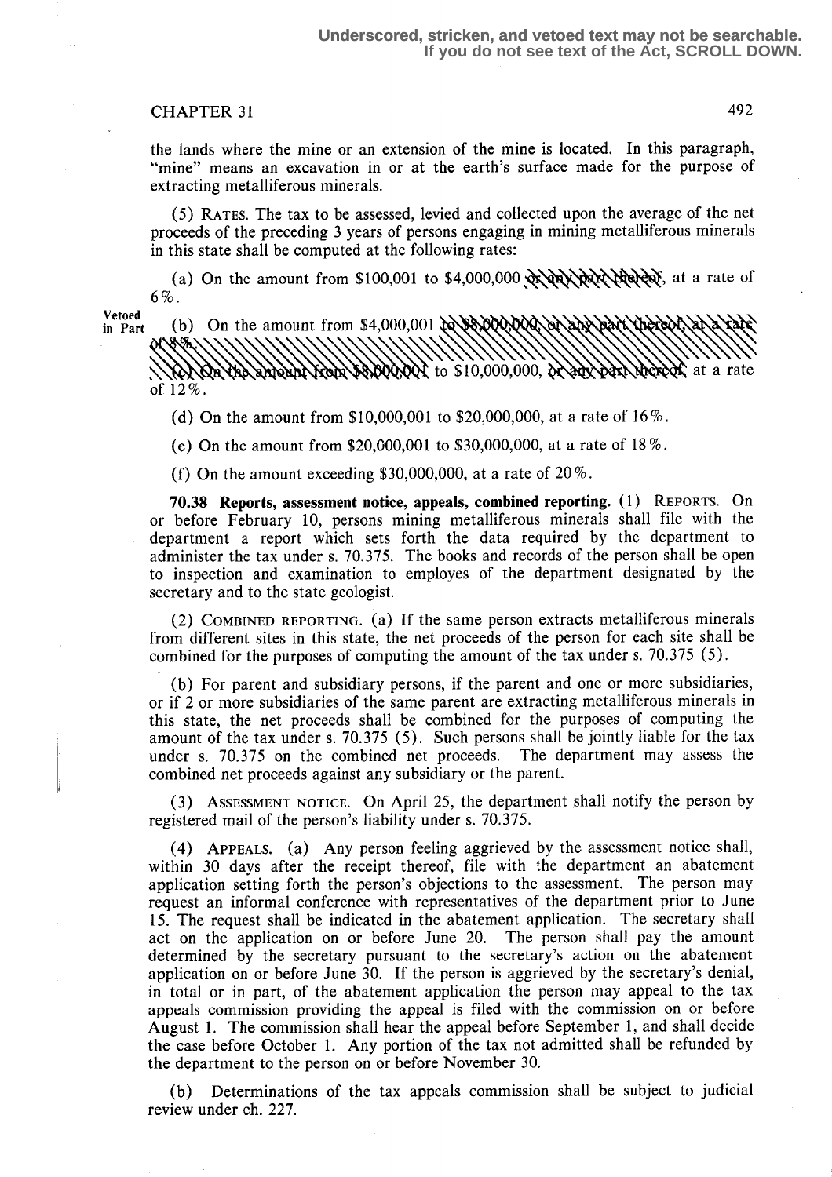CHAPTER 31

the lands where the mine or an extension of the mine is located. In this paragraph, "mine" means an excavation in or at the earth's surface made for the purpose of extracting metalliferous minerals.

(5) RATES. The tax to be assessed, levied and collected upon the average of the net proceeds of the preceding 3 years of persons engaging in mining metalliferous minerals in this state shall be computed at the following rates:

(a) On the amount from $100,001 to $4,000,000 ~~or any part thereof~~, at a rate of 6%.

Vetoed in Part

(b) On the amount from $4,000,001 ~~to $8,000,000, or any part thereof, at a rate of 8%.~~

~~(c) On the amount from $8,000,001~~ to $10,000,000, ~~or any part thereof~~, at a rate of 12%.

(d) On the amount from $10,000,001 to $20,000,000, at a rate of 16%.

(e) On the amount from $20,000,001 to $30,000,000, at a rate of 18%.

(f) On the amount exceeding $30,000,000, at a rate of 20%.

**70.38 Reports, assessment notice, appeals, combined reporting.** (1) REPORTS. On or before February 10, persons mining metalliferous minerals shall file with the department a report which sets forth the data required by the department to administer the tax under s. 70.375. The books and records of the person shall be open to inspection and examination to employes of the department designated by the secretary and to the state geologist.

(2) COMBINED REPORTING. (a) If the same person extracts metalliferous minerals from different sites in this state, the net proceeds of the person for each site shall be combined for the purposes of computing the amount of the tax under s. 70.375 (5).

(b) For parent and subsidiary persons, if the parent and one or more subsidiaries, or if 2 or more subsidiaries of the same parent are extracting metalliferous minerals in this state, the net proceeds shall be combined for the purposes of computing the amount of the tax under s. 70.375 (5). Such persons shall be jointly liable for the tax under s. 70.375 on the combined net proceeds. The department may assess the combined net proceeds against any subsidiary or the parent.

(3) ASSESSMENT NOTICE. On April 25, the department shall notify the person by registered mail of the person's liability under s. 70.375.

(4) APPEALS. (a) Any person feeling aggrieved by the assessment notice shall, within 30 days after the receipt thereof, file with the department an abatement application setting forth the person's objections to the assessment. The person may request an informal conference with representatives of the department prior to June 15. The request shall be indicated in the abatement application. The secretary shall act on the application on or before June 20. The person shall pay the amount determined by the secretary pursuant to the secretary's action on the abatement application on or before June 30. If the person is aggrieved by the secretary's denial, in total or in part, of the abatement application the person may appeal to the tax appeals commission providing the appeal is filed with the commission on or before August 1. The commission shall hear the appeal before September 1, and shall decide the case before October 1. Any portion of the tax not admitted shall be refunded by the department to the person on or before November 30.

(b) Determinations of the tax appeals commission shall be subject to judicial review under ch. 227.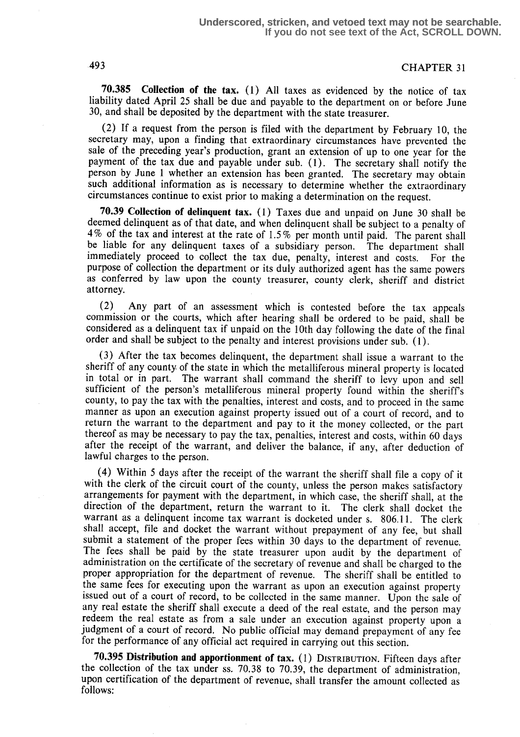**70.385 Collection of the tax.** (1) All taxes as evidenced by the notice of tax liability dated April 25 shall be due and payable to the department on or before June 30, and shall be deposited by the department with the state treasurer.

(2) If a request from the person is filed with the department by February 10, the secretary may, upon a finding that extraordinary circumstances have prevented the sale of the preceding year's production, grant an extension of up to one year for the payment of the tax due and payable under sub. (1). The secretary shall notify the person by June 1 whether an extension has been granted. The secretary may obtain such additional information as is necessary to determine whether the extraordinary circumstances continue to exist prior to making a determination on the request.

**70.39 Collection of delinquent tax.** (1) Taxes due and unpaid on June 30 shall be deemed delinquent as of that date, and when delinquent shall be subject to a penalty of 4% of the tax and interest at the rate of 1.5% per month until paid. The parent shall be liable for any delinquent taxes of a subsidiary person. The department shall immediately proceed to collect the tax due, penalty, interest and costs. For the purpose of collection the department or its duly authorized agent has the same powers as conferred by law upon the county treasurer, county clerk, sheriff and district attorney.

(2) Any part of an assessment which is contested before the tax appeals commission or the courts, which after hearing shall be ordered to be paid, shall be considered as a delinquent tax if unpaid on the 10th day following the date of the final order and shall be subject to the penalty and interest provisions under sub. (1).

(3) After the tax becomes delinquent, the department shall issue a warrant to the sheriff of any county of the state in which the metalliferous mineral property is located in total or in part. The warrant shall command the sheriff to levy upon and sell sufficient of the person's metalliferous mineral property found within the sheriff's county, to pay the tax with the penalties, interest and costs, and to proceed in the same manner as upon an execution against property issued out of a court of record, and to return the warrant to the department and pay to it the money collected, or the part thereof as may be necessary to pay the tax, penalties, interest and costs, within 60 days after the receipt of the warrant, and deliver the balance, if any, after deduction of lawful charges to the person.

(4) Within 5 days after the receipt of the warrant the sheriff shall file a copy of it with the clerk of the circuit court of the county, unless the person makes satisfactory arrangements for payment with the department, in which case, the sheriff shall, at the direction of the department, return the warrant to it. The clerk shall docket the warrant as a delinquent income tax warrant is docketed under s. 806.11. The clerk shall accept, file and docket the warrant without prepayment of any fee, but shall submit a statement of the proper fees within 30 days to the department of revenue. The fees shall be paid by the state treasurer upon audit by the department of administration on the certificate of the secretary of revenue and shall be charged to the proper appropriation for the department of revenue. The sheriff shall be entitled to the same fees for executing upon the warrant as upon an execution against property issued out of a court of record, to be collected in the same manner. Upon the sale of any real estate the sheriff shall execute a deed of the real estate, and the person may redeem the real estate as from a sale under an execution against property upon a judgment of a court of record. No public official may demand prepayment of any fee for the performance of any official act required in carrying out this section.

**70.395 Distribution and apportionment of tax.** (1) DISTRIBUTION. Fifteen days after the collection of the tax under ss. 70.38 to 70.39, the department of administration, upon certification of the department of revenue, shall transfer the amount collected as follows: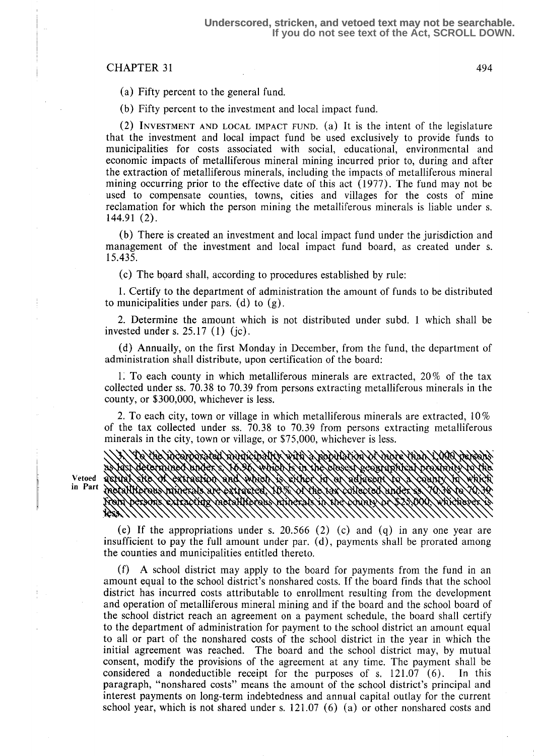Underscored, stricken, and vetoed text may not be searchable.
If you do not see text of the Act, SCROLL DOWN.

(a) Fifty percent to the general fund.

(b) Fifty percent to the investment and local impact fund.

(2) INVESTMENT AND LOCAL IMPACT FUND. (a) It is the intent of the legislature that the investment and local impact fund be used exclusively to provide funds to municipalities for costs associated with social, educational, environmental and economic impacts of metalliferous mineral mining incurred prior to, during and after the extraction of metalliferous minerals, including the impacts of metalliferous mineral mining occurring prior to the effective date of this act (1977). The fund may not be used to compensate counties, towns, cities and villages for the costs of mine reclamation for which the person mining the metalliferous minerals is liable under s. 144.91 (2).

(b) There is created an investment and local impact fund under the jurisdiction and management of the investment and local impact fund board, as created under s. 15.435.

(c) The board shall, according to procedures established by rule:

1. Certify to the department of administration the amount of funds to be distributed to municipalities under pars. (d) to (g).

2. Determine the amount which is not distributed under subd. 1 which shall be invested under s. 25.17 (1) (jc).

(d) Annually, on the first Monday in December, from the fund, the department of administration shall distribute, upon certification of the board:

1. To each county in which metalliferous minerals are extracted, 20% of the tax collected under ss. 70.38 to 70.39 from persons extracting metalliferous minerals in the county, or $300,000, whichever is less.

2. To each city, town or village in which metalliferous minerals are extracted, 10% of the tax collected under ss. 70.38 to 70.39 from persons extracting metalliferous minerals in the city, town or village, or $75,000, whichever is less.

Vetoed in Part

~~3. To the incorporated municipality with a population of more than 1,000 persons as last determined under s. 16.96, which is in the closest geographical proximity to the actual site of extraction and which is either in or adjacent to a county in which metalliferous minerals are extracted, 10% of the tax collected under ss. 70.38 to 70.39 from persons extracting metalliferous minerals in the county or $25,000, whichever is less.~~

(e) If the appropriations under s. 20.566 (2) (c) and (q) in any one year are insufficient to pay the full amount under par. (d), payments shall be prorated among the counties and municipalities entitled thereto.

(f) A school district may apply to the board for payments from the fund in an amount equal to the school district's nonshared costs. If the board finds that the school district has incurred costs attributable to enrollment resulting from the development and operation of metalliferous mineral mining and if the board and the school board of the school district reach an agreement on a payment schedule, the board shall certify to the department of administration for payment to the school district an amount equal to all or part of the nonshared costs of the school district in the year in which the initial agreement was reached. The board and the school district may, by mutual consent, modify the provisions of the agreement at any time. The payment shall be considered a nondeductible receipt for the purposes of s. 121.07 (6). In this paragraph, "nonshared costs" means the amount of the school district's principal and interest payments on long-term indebtedness and annual capital outlay for the current school year, which is not shared under s. 121.07 (6) (a) or other nonshared costs and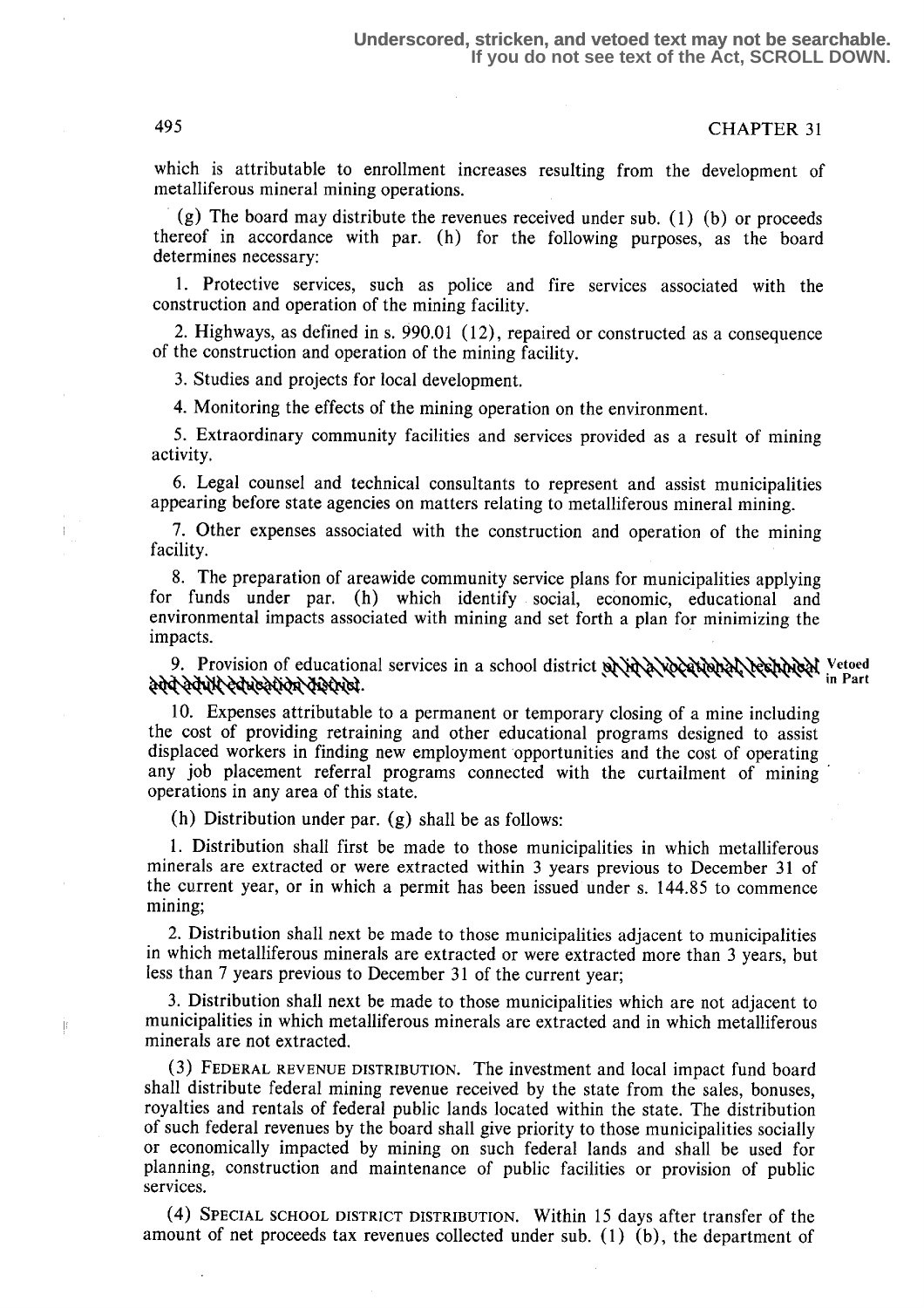Underscored, stricken, and vetoed text may not be searchable. If you do not see text of the Act, SCROLL DOWN.

which is attributable to enrollment increases resulting from the development of metalliferous mineral mining operations.

(g) The board may distribute the revenues received under sub. (1) (b) or proceeds thereof in accordance with par. (h) for the following purposes, as the board determines necessary:

1. Protective services, such as police and fire services associated with the construction and operation of the mining facility.

2. Highways, as defined in s. 990.01 (12), repaired or constructed as a consequence of the construction and operation of the mining facility.

3. Studies and projects for local development.

4. Monitoring the effects of the mining operation on the environment.

5. Extraordinary community facilities and services provided as a result of mining activity.

6. Legal counsel and technical consultants to represent and assist municipalities appearing before state agencies on matters relating to metalliferous mineral mining.

7. Other expenses associated with the construction and operation of the mining facility.

8. The preparation of areawide community service plans for municipalities applying for funds under par. (h) which identify social, economic, educational and environmental impacts associated with mining and set forth a plan for minimizing the impacts.

9. Provision of educational services in a school district ~~or in a vocational, technical and adult education district~~. **Vetoed in Part**

10. Expenses attributable to a permanent or temporary closing of a mine including the cost of providing retraining and other educational programs designed to assist displaced workers in finding new employment opportunities and the cost of operating any job placement referral programs connected with the curtailment of mining operations in any area of this state.

(h) Distribution under par. (g) shall be as follows:

1. Distribution shall first be made to those municipalities in which metalliferous minerals are extracted or were extracted within 3 years previous to December 31 of the current year, or in which a permit has been issued under s. 144.85 to commence mining;

2. Distribution shall next be made to those municipalities adjacent to municipalities in which metalliferous minerals are extracted or were extracted more than 3 years, but less than 7 years previous to December 31 of the current year;

3. Distribution shall next be made to those municipalities which are not adjacent to municipalities in which metalliferous minerals are extracted and in which metalliferous minerals are not extracted.

(3) FEDERAL REVENUE DISTRIBUTION. The investment and local impact fund board shall distribute federal mining revenue received by the state from the sales, bonuses, royalties and rentals of federal public lands located within the state. The distribution of such federal revenues by the board shall give priority to those municipalities socially or economically impacted by mining on such federal lands and shall be used for planning, construction and maintenance of public facilities or provision of public services.

(4) SPECIAL SCHOOL DISTRICT DISTRIBUTION. Within 15 days after transfer of the amount of net proceeds tax revenues collected under sub. (1) (b), the department of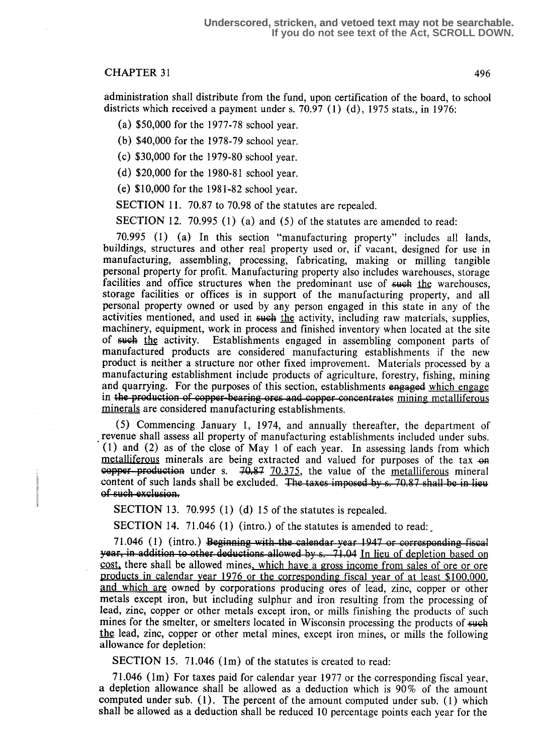administration shall distribute from the fund, upon certification of the board, to school districts which received a payment under s. 70.97 (1) (d), 1975 stats., in 1976:

(a) $50,000 for the 1977-78 school year.

(b) $40,000 for the 1978-79 school year.

(c) $30,000 for the 1979-80 school year.

(d) $20,000 for the 1980-81 school year.

(e) $10,000 for the 1981-82 school year.

SECTION 11. 70.87 to 70.98 of the statutes are repealed.

SECTION 12. 70.995 (1) (a) and (5) of the statutes are amended to read:

70.995 (1) (a) In this section "manufacturing property" includes all lands, buildings, structures and other real property used or, if vacant, designed for use in manufacturing, assembling, processing, fabricating, making or milling tangible personal property for profit. Manufacturing property also includes warehouses, storage facilities and office structures when the predominant use of ~~such~~ <u>the</u> warehouses, storage facilities or offices is in support of the manufacturing property, and all personal property owned or used by any person engaged in this state in any of the activities mentioned, and used in ~~such~~ <u>the</u> activity, including raw materials, supplies, machinery, equipment, work in process and finished inventory when located at the site of ~~such~~ <u>the</u> activity. Establishments engaged in assembling component parts of manufactured products are considered manufacturing establishments if the new product is neither a structure nor other fixed improvement. Materials processed by a manufacturing establishment include products of agriculture, forestry, fishing, mining and quarrying. For the purposes of this section, establishments ~~engaged~~ <u>which engage</u> in ~~the production of copper-bearing ores and copper concentrates~~ <u>mining metalliferous minerals</u> are considered manufacturing establishments.

(5) Commencing January 1, 1974, and annually thereafter, the department of revenue shall assess all property of manufacturing establishments included under subs. (1) and (2) as of the close of May 1 of each year. In assessing lands from which <u>metalliferous</u> minerals are being extracted and valued for purposes of the tax ~~on copper production~~ under s. ~~70.87~~ <u>70.375</u>, the value of the <u>metalliferous</u> mineral content of such lands shall be excluded. ~~The taxes imposed by s. 70.87 shall be in lieu of such exclusion.~~

SECTION 13. 70.995 (1) (d) 15 of the statutes is repealed.

SECTION 14. 71.046 (1) (intro.) of the statutes is amended to read:

71.046 (1) (intro.) ~~Beginning with the calendar year 1947 or corresponding fiscal year, in addition to other deductions allowed by s. 71.04~~ <u>In lieu of depletion based on cost,</u> there shall be allowed mines<u>, which have a gross income from sales of ore or ore products in calendar year 1976 or the corresponding fiscal year of at least $100,000, and which are</u> owned by corporations producing ores of lead, zinc, copper or other metals except iron, but including sulphur and iron resulting from the processing of lead, zinc, copper or other metals except iron, or mills finishing the products of such mines for the smelter, or smelters located in Wisconsin processing the products of ~~such~~ <u>the</u> lead, zinc, copper or other metal mines, except iron mines, or mills the following allowance for depletion:

SECTION 15. 71.046 (1m) of the statutes is created to read:

71.046 (1m) For taxes paid for calendar year 1977 or the corresponding fiscal year, a depletion allowance shall be allowed as a deduction which is 90% of the amount computed under sub. (1). The percent of the amount computed under sub. (1) which shall be allowed as a deduction shall be reduced 10 percentage points each year for the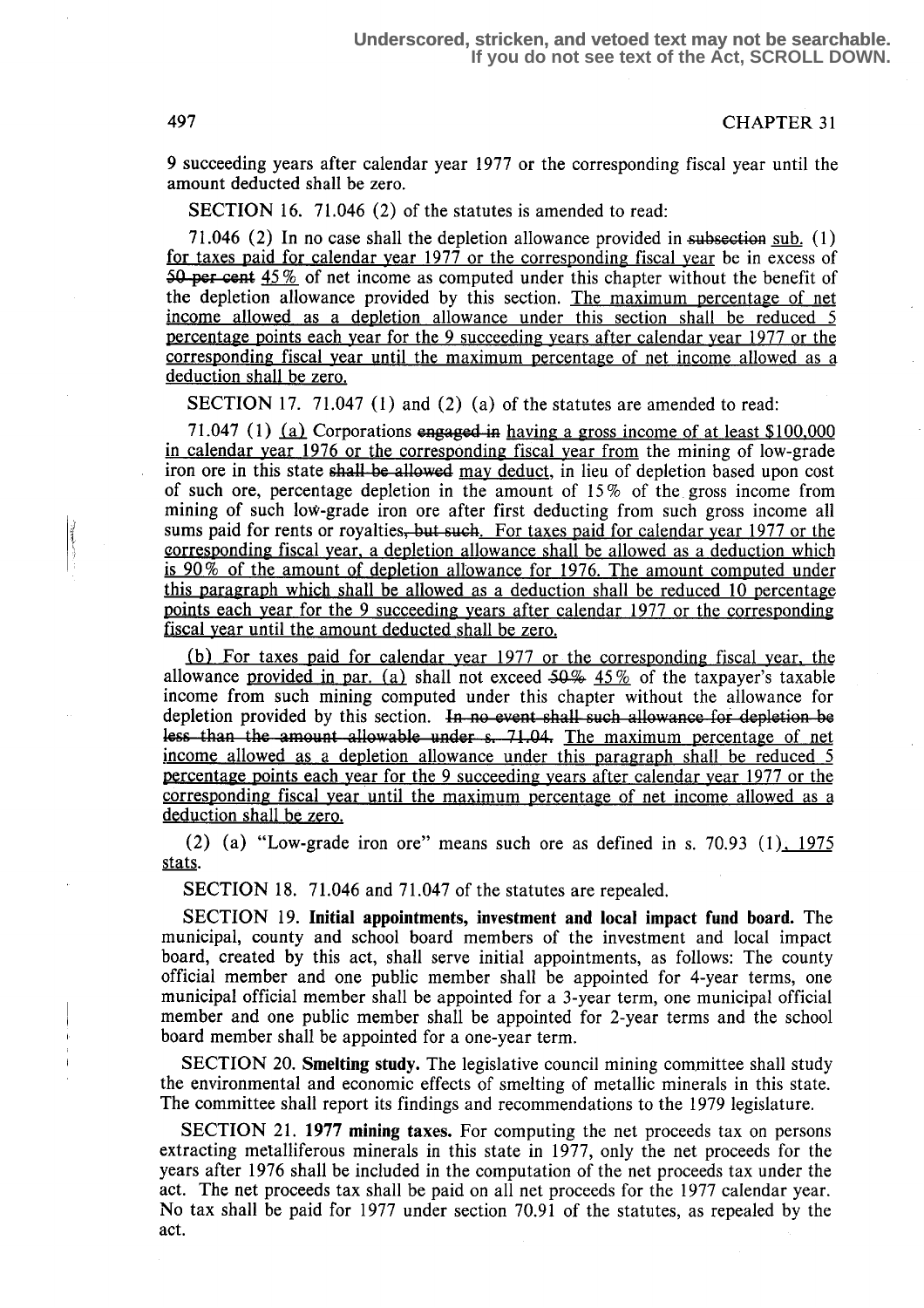9 succeeding years after calendar year 1977 or the corresponding fiscal year until the amount deducted shall be zero.

SECTION 16. 71.046 (2) of the statutes is amended to read:

71.046 (2) In no case shall the depletion allowance provided in ~~subsection~~ <u>sub.</u> (1) <u>for taxes paid for calendar year 1977 or the corresponding fiscal year</u> be in excess of ~~50 per cent~~ <u>45%</u> of net income as computed under this chapter without the benefit of the depletion allowance provided by this section. <u>The maximum percentage of net income allowed as a depletion allowance under this section shall be reduced 5 percentage points each year for the 9 succeeding years after calendar year 1977 or the corresponding fiscal year until the maximum percentage of net income allowed as a deduction shall be zero.</u>

SECTION 17. 71.047 (1) and (2) (a) of the statutes are amended to read:

71.047 (1) <u>(a)</u> Corporations ~~engaged in~~ <u>having a gross income of at least $100,000 in calendar year 1976 or the corresponding fiscal year from</u> the mining of low-grade iron ore in this state ~~shall be allowed~~ <u>may deduct</u>, in lieu of depletion based upon cost of such ore, percentage depletion in the amount of 15% of the gross income from mining of such low-grade iron ore after first deducting from such gross income all sums paid for rents or royalties~~, but such~~. <u>For taxes paid for calendar year 1977 or the corresponding fiscal year, a depletion allowance shall be allowed as a deduction which is 90% of the amount of depletion allowance for 1976. The amount computed under this paragraph which shall be allowed as a deduction shall be reduced 10 percentage points each year for the 9 succeeding years after calendar 1977 or the corresponding fiscal year until the amount deducted shall be zero.</u>

<u>(b) For taxes paid for calendar year 1977 or the corresponding fiscal year, the</u> allowance <u>provided in par. (a)</u> shall not exceed ~~50%~~ <u>45%</u> of the taxpayer's taxable income from such mining computed under this chapter without the allowance for depletion provided by this section. ~~In no event shall such allowance for depletion be less than the amount allowable under s. 71.04.~~ <u>The maximum percentage of net income allowed as a depletion allowance under this paragraph shall be reduced 5 percentage points each year for the 9 succeeding years after calendar year 1977 or the corresponding fiscal year until the maximum percentage of net income allowed as a deduction shall be zero.</u>

(2) (a) "Low-grade iron ore" means such ore as defined in s. 70.93 (1)<u>, 1975 stats</u>.

SECTION 18. 71.046 and 71.047 of the statutes are repealed.

SECTION 19. **Initial appointments, investment and local impact fund board.** The municipal, county and school board members of the investment and local impact board, created by this act, shall serve initial appointments, as follows: The county official member and one public member shall be appointed for 4-year terms, one municipal official member shall be appointed for a 3-year term, one municipal official member and one public member shall be appointed for 2-year terms and the school board member shall be appointed for a one-year term.

SECTION 20. **Smelting study.** The legislative council mining committee shall study the environmental and economic effects of smelting of metallic minerals in this state. The committee shall report its findings and recommendations to the 1979 legislature.

SECTION 21. **1977 mining taxes.** For computing the net proceeds tax on persons extracting metalliferous minerals in this state in 1977, only the net proceeds for the years after 1976 shall be included in the computation of the net proceeds tax under the act. The net proceeds tax shall be paid on all net proceeds for the 1977 calendar year. No tax shall be paid for 1977 under section 70.91 of the statutes, as repealed by the act.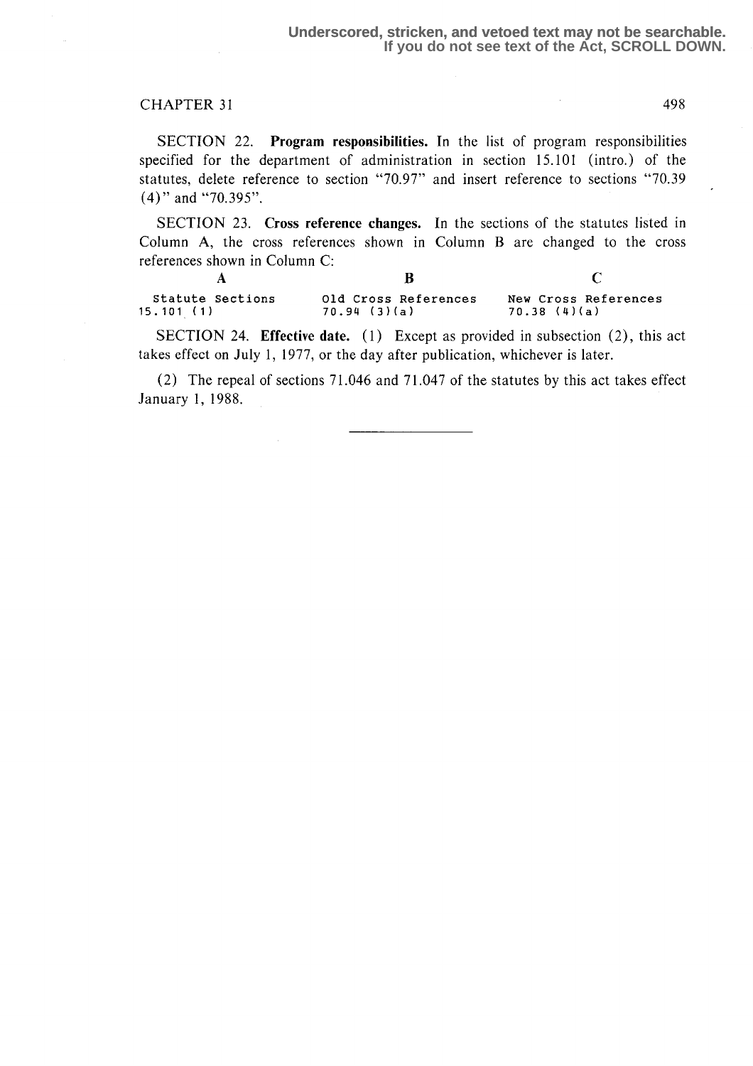Underscored, stricken, and vetoed text may not be searchable.
If you do not see text of the Act, SCROLL DOWN.

CHAPTER 31

SECTION 22. **Program responsibilities.** In the list of program responsibilities specified for the department of administration in section 15.101 (intro.) of the statutes, delete reference to section "70.97" and insert reference to sections "70.39 (4)" and "70.395".

SECTION 23. **Cross reference changes.** In the sections of the statutes listed in Column A, the cross references shown in Column B are changed to the cross references shown in Column C:

| A | B | C |
|---|---|---|
| Statute Sections | Old Cross References | New Cross References |
| 15.101 (1) | 70.94 (3)(a) | 70.38 (4)(a) |

SECTION 24. **Effective date.** (1) Except as provided in subsection (2), this act takes effect on July 1, 1977, or the day after publication, whichever is later.

(2) The repeal of sections 71.046 and 71.047 of the statutes by this act takes effect January 1, 1988.